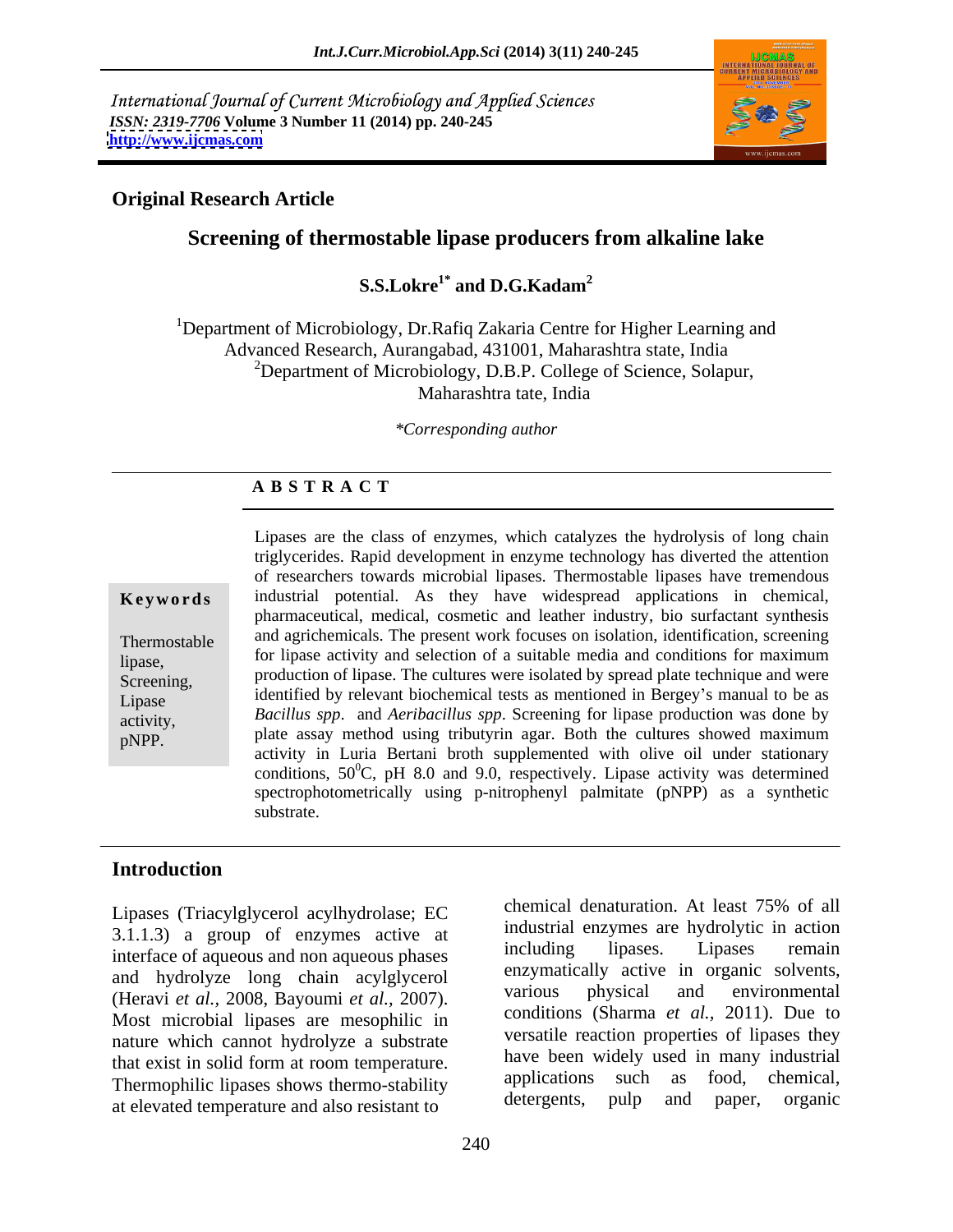International Journal of Current Microbiology and Applied Sciences
*ISSN: 2319-7706* **Volume 3 Number 11 (2014) pp. 240-245**
**http://www.ijcmas.com**

**Original Research Article**

# Screening of thermostable lipase producers from alkaline lake

**S.S.Lokre[1*] and D.G.Kadam[2]**

[1]Department of Microbiology, Dr.Rafiq Zakaria Centre for Higher Learning and Advanced Research, Aurangabad, 431001, Maharashtra state, India
[2]Department of Microbiology, D.B.P. College of Science, Solapur, Maharashtra tate, India

*\*Corresponding author*

## A B S T R A C T

**Keywords**

Thermostable lipase, Screening, Lipase activity, pNPP.

Lipases are the class of enzymes, which catalyzes the hydrolysis of long chain triglycerides. Rapid development in enzyme technology has diverted the attention of researchers towards microbial lipases. Thermostable lipases have tremendous industrial potential. As they have widespread applications in chemical, pharmaceutical, medical, cosmetic and leather industry, bio surfactant synthesis and agrichemicals. The present work focuses on isolation, identification, screening for lipase activity and selection of a suitable media and conditions for maximum production of lipase. The cultures were isolated by spread plate technique and were identified by relevant biochemical tests as mentioned in Bergey's manual to be as *Bacillus spp*. and *Aeribacillus spp*. Screening for lipase production was done by plate assay method using tributyrin agar. Both the cultures showed maximum activity in Luria Bertani broth supplemented with olive oil under stationary conditions, $50^0$C, pH 8.0 and 9.0, respectively. Lipase activity was determined spectrophotometrically using p-nitrophenyl palmitate (pNPP) as a synthetic substrate.

## Introduction

Lipases (Triacylglycerol acylhydrolase; EC 3.1.1.3) a group of enzymes active at interface of aqueous and non aqueous phases and hydrolyze long chain acylglycerol (Heravi *et al.*, 2008, Bayoumi *et al.*, 2007). Most microbial lipases are mesophilic in nature which cannot hydrolyze a substrate that exist in solid form at room temperature. Thermophilic lipases shows thermo-stability at elevated temperature and also resistant to chemical denaturation. At least 75% of all industrial enzymes are hydrolytic in action including lipases. Lipases remain enzymatically active in organic solvents, various physical and environmental conditions (Sharma *et al.*, 2011). Due to versatile reaction properties of lipases they have been widely used in many industrial applications such as food, chemical, detergents, pulp and paper, organic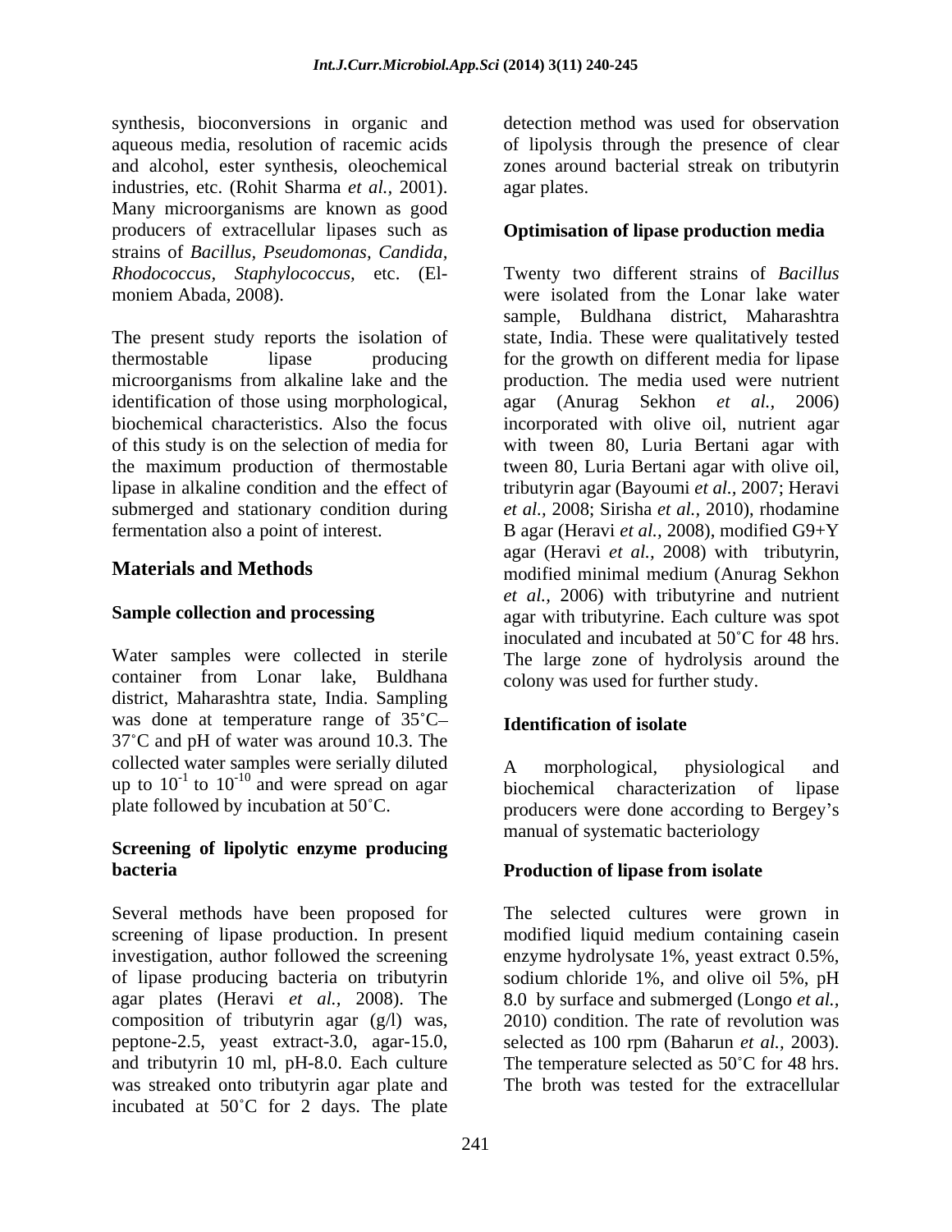synthesis, bioconversions in organic and aqueous media, resolution of racemic acids and alcohol, ester synthesis, oleochemical industries, etc. (Rohit Sharma *et al.,* 2001). Many microorganisms are known as good producers of extracellular lipases such as strains of *Bacillus, Pseudomonas, Candida, Rhodococcus, Staphylococcus,* etc. (El-moniem Abada, 2008).

The present study reports the isolation of thermostable lipase producing microorganisms from alkaline lake and the identification of those using morphological, biochemical characteristics. Also the focus of this study is on the selection of media for the maximum production of thermostable lipase in alkaline condition and the effect of submerged and stationary condition during fermentation also a point of interest.

## Materials and Methods

### Sample collection and processing

Water samples were collected in sterile container from Lonar lake, Buldhana district, Maharashtra state, India. Sampling was done at temperature range of 35˚C–37˚C and pH of water was around 10.3. The collected water samples were serially diluted up to $10^{-1}$ to $10^{-10}$ and were spread on agar plate followed by incubation at 50˚C.

### Screening of lipolytic enzyme producing bacteria

Several methods have been proposed for screening of lipase production. In present investigation, author followed the screening of lipase producing bacteria on tributyrin agar plates (Heravi *et al.,* 2008). The composition of tributyrin agar (g/l) was, peptone-2.5, yeast extract-3.0, agar-15.0, and tributyrin 10 ml, pH-8.0. Each culture was streaked onto tributyrin agar plate and incubated at 50˚C for 2 days. The plate detection method was used for observation of lipolysis through the presence of clear zones around bacterial streak on tributyrin agar plates.

### Optimisation of lipase production media

Twenty two different strains of *Bacillus* were isolated from the Lonar lake water sample, Buldhana district, Maharashtra state, India. These were qualitatively tested for the growth on different media for lipase production. The media used were nutrient agar (Anurag Sekhon *et al.,* 2006) incorporated with olive oil, nutrient agar with tween 80, Luria Bertani agar with tween 80, Luria Bertani agar with olive oil, tributyrin agar (Bayoumi *et al.,* 2007; Heravi *et al.,* 2008; Sirisha *et al.,* 2010), rhodamine B agar (Heravi *et al.,* 2008), modified G9+Y agar (Heravi *et al.,* 2008) with tributyrin, modified minimal medium (Anurag Sekhon *et al.,* 2006) with tributyrine and nutrient agar with tributyrine. Each culture was spot inoculated and incubated at 50˚C for 48 hrs. The large zone of hydrolysis around the colony was used for further study.

### Identification of isolate

A morphological, physiological and biochemical characterization of lipase producers were done according to Bergey's manual of systematic bacteriology

### Production of lipase from isolate

The selected cultures were grown in modified liquid medium containing casein enzyme hydrolysate 1%, yeast extract 0.5%, sodium chloride 1%, and olive oil 5%, pH 8.0 by surface and submerged (Longo *et al.,* 2010) condition. The rate of revolution was selected as 100 rpm (Baharun *et al.,* 2003). The temperature selected as 50˚C for 48 hrs. The broth was tested for the extracellular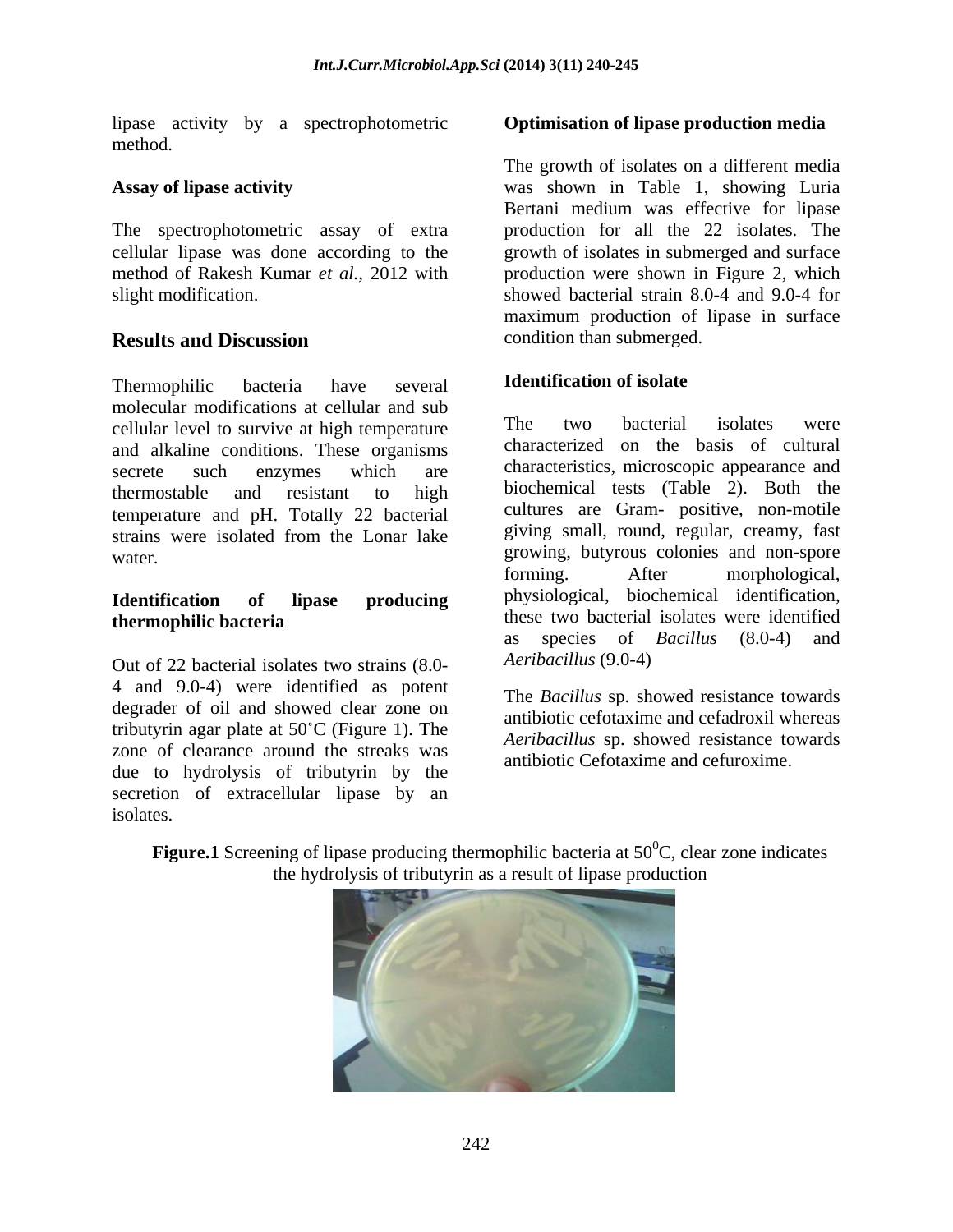lipase activity by a spectrophotometric method.

### Assay of lipase activity

The spectrophotometric assay of extra cellular lipase was done according to the method of Rakesh Kumar *et al.,* 2012 with slight modification.

## Results and Discussion

Thermophilic bacteria have several molecular modifications at cellular and sub cellular level to survive at high temperature and alkaline conditions. These organisms secrete such enzymes which are thermostable and resistant to high temperature and pH. Totally 22 bacterial strains were isolated from the Lonar lake water.

### Identification of lipase producing thermophilic bacteria

Out of 22 bacterial isolates two strains (8.0-4 and 9.0-4) were identified as potent degrader of oil and showed clear zone on tributyrin agar plate at 50˚C (Figure 1). The zone of clearance around the streaks was due to hydrolysis of tributyrin by the secretion of extracellular lipase by an isolates.

### Optimisation of lipase production media

The growth of isolates on a different media was shown in Table 1, showing Luria Bertani medium was effective for lipase production for all the 22 isolates. The growth of isolates in submerged and surface production were shown in Figure 2, which showed bacterial strain 8.0-4 and 9.0-4 for maximum production of lipase in surface condition than submerged.

### Identification of isolate

The two bacterial isolates were characterized on the basis of cultural characteristics, microscopic appearance and biochemical tests (Table 2). Both the cultures are Gram- positive, non-motile giving small, round, regular, creamy, fast growing, butyrous colonies and non-spore forming. After morphological, physiological, biochemical identification, these two bacterial isolates were identified as species of *Bacillus* (8.0-4) and *Aeribacillus* (9.0-4)

The *Bacillus* sp. showed resistance towards antibiotic cefotaxime and cefadroxil whereas *Aeribacillus* sp. showed resistance towards antibiotic Cefotaxime and cefuroxime.

**Figure.1** Screening of lipase producing thermophilic bacteria at $50^0$C, clear zone indicates the hydrolysis of tributyrin as a result of lipase production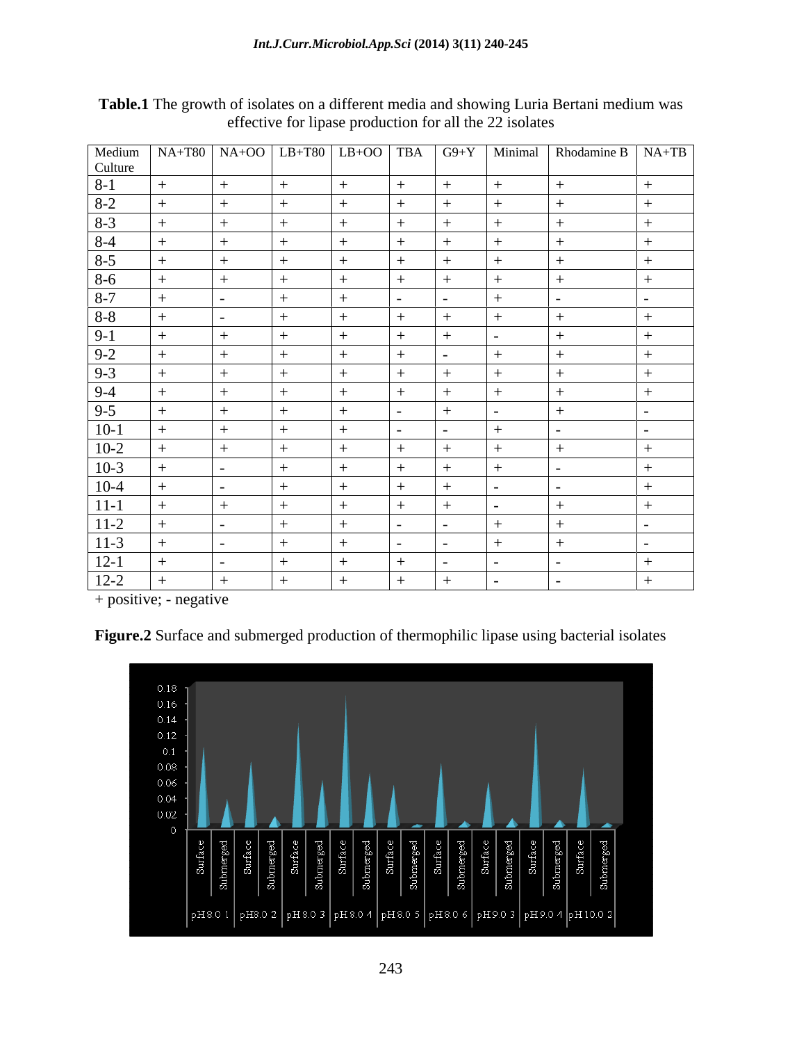**Table.1** The growth of isolates on a different media and showing Luria Bertani medium was effective for lipase production for all the 22 isolates

| Medium Culture | NA+T80 | NA+OO | LB+T80 | LB+OO | TBA | G9+Y | Minimal | Rhodamine B | NA+TB |
|---|---|---|---|---|---|---|---|---|---|
| 8-1 | + | + | + | + | + | + | + | + | + |
| 8-2 | + | + | + | + | + | + | + | + | + |
| 8-3 | + | + | + | + | + | + | + | + | + |
| 8-4 | + | + | + | + | + | + | + | + | + |
| 8-5 | + | + | + | + | + | + | + | + | + |
| 8-6 | + | + | + | + | + | + | + | + | + |
| 8-7 | + | - | + | + | - | - | + | - | - |
| 8-8 | + | - | + | + | + | + | + | + | + |
| 9-1 | + | + | + | + | + | + | - | + | + |
| 9-2 | + | + | + | + | + | - | + | + | + |
| 9-3 | + | + | + | + | + | + | + | + | + |
| 9-4 | + | + | + | + | + | + | + | + | + |
| 9-5 | + | + | + | + | - | + | - | + | - |
| 10-1 | + | + | + | + | - | - | + | - | - |
| 10-2 | + | + | + | + | + | + | + | + | + |
| 10-3 | + | - | + | + | + | + | + | - | + |
| 10-4 | + | - | + | + | + | + | - | - | + |
| 11-1 | + | + | + | + | + | + | - | + | + |
| 11-2 | + | - | + | + | - | - | + | + | - |
| 11-3 | + | - | + | + | - | - | + | + | - |
| 12-1 | + | - | + | + | + | - | - | - | + |
| 12-2 | + | + | + | + | + | + | - | - | + |

+ positive; - negative

**Figure.2** Surface and submerged production of thermophilic lipase using bacterial isolates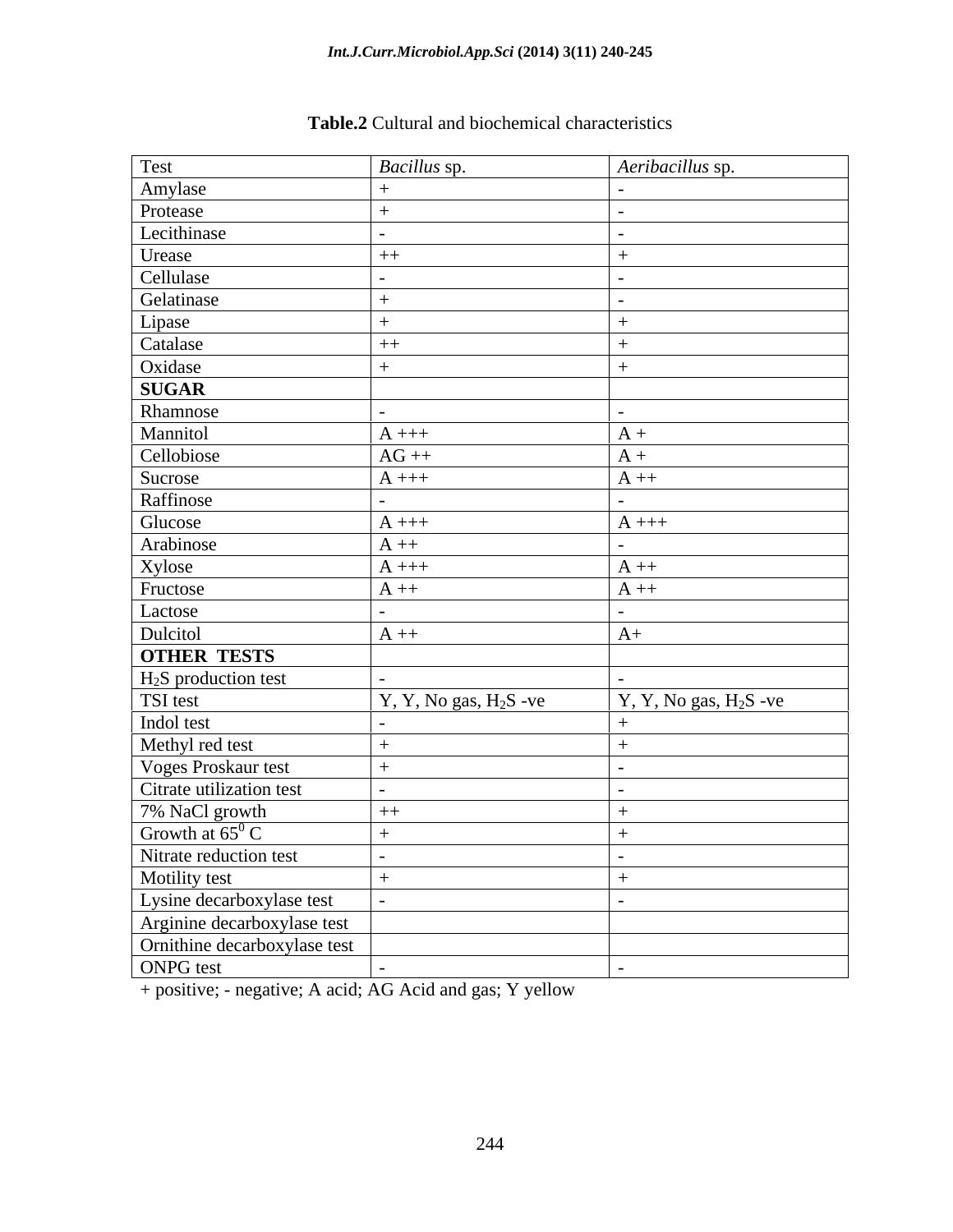**Table.2** Cultural and biochemical characteristics

| Test | *Bacillus* sp. | *Aeribacillus* sp. |
|---|---|---|
| Amylase | + | - |
| Protease | + | - |
| Lecithinase | - | - |
| Urease | ++ | + |
| Cellulase | - | - |
| Gelatinase | + | - |
| Lipase | + | + |
| Catalase | ++ | + |
| Oxidase | + | + |
| **SUGAR** | | |
| Rhamnose | - | - |
| Mannitol | A +++ | A + |
| Cellobiose | AG ++ | A + |
| Sucrose | A +++ | A ++ |
| Raffinose | - | - |
| Glucose | A +++ | A +++ |
| Arabinose | A ++ | - |
| Xylose | A +++ | A ++ |
| Fructose | A ++ | A ++ |
| Lactose | - | - |
| Dulcitol | A ++ | A+ |
| **OTHER TESTS** | | |
| $H_2S$ production test | - | - |
| TSI test | Y, Y, No gas, $H_2S$ -ve | Y, Y, No gas, $H_2S$ -ve |
| Indol test | - | + |
| Methyl red test | + | + |
| Voges Proskaur test | + | - |
| Citrate utilization test | - | - |
| 7% NaCl growth | ++ | + |
| Growth at $65^0$ C | + | + |
| Nitrate reduction test | - | - |
| Motility test | + | + |
| Lysine decarboxylase test | - | - |
| Arginine decarboxylase test | | |
| Ornithine decarboxylase test | | |
| ONPG test | - | - |

+ positive; - negative; A acid; AG Acid and gas; Y yellow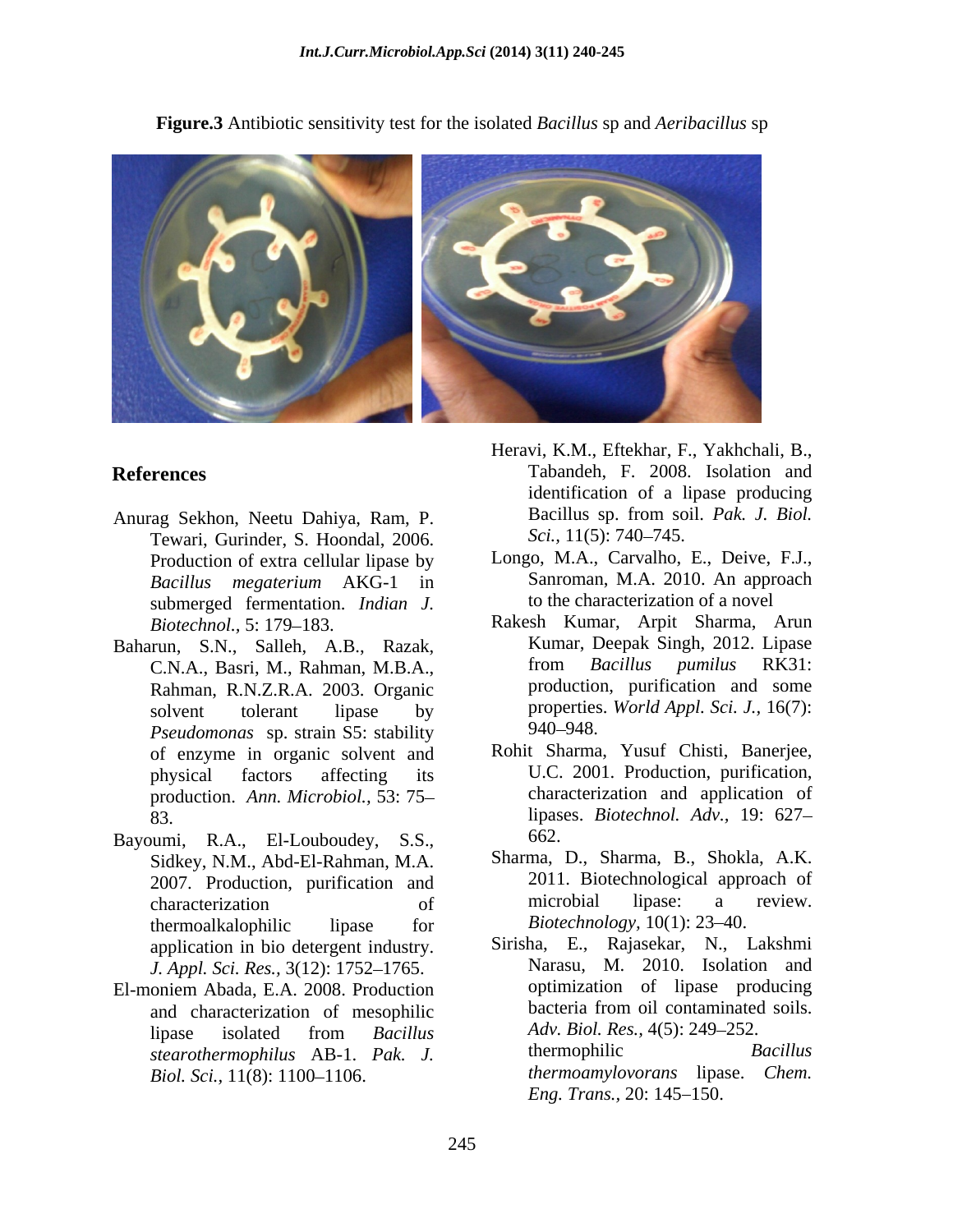**Figure.3** Antibiotic sensitivity test for the isolated *Bacillus* sp and *Aeribacillus* sp

## References

Anurag Sekhon, Neetu Dahiya, Ram, P. Tewari, Gurinder, S. Hoondal, 2006. Production of extra cellular lipase by *Bacillus megaterium* AKG-1 in submerged fermentation. *Indian J. Biotechnol.,* 5: 179–183.

Baharun, S.N., Salleh, A.B., Razak, C.N.A., Basri, M., Rahman, M.B.A., Rahman, R.N.Z.R.A. 2003. Organic solvent tolerant lipase by *Pseudomonas* sp. strain S5: stability of enzyme in organic solvent and physical factors affecting its production. *Ann. Microbiol.,* 53: 75–83.

Bayoumi, R.A., El-Louboudey, S.S., Sidkey, N.M., Abd-El-Rahman, M.A. 2007. Production, purification and characterization of thermoalkalophilic lipase for application in bio detergent industry. *J. Appl. Sci. Res.,* 3(12): 1752–1765.

El-moniem Abada, E.A. 2008. Production and characterization of mesophilic lipase isolated from *Bacillus stearothermophilus* AB-1. *Pak. J. Biol. Sci.,* 11(8): 1100–1106.

Heravi, K.M., Eftekhar, F., Yakhchali, B., Tabandeh, F. 2008. Isolation and identification of a lipase producing Bacillus sp. from soil. *Pak. J. Biol. Sci.,* 11(5): 740–745.

Longo, M.A., Carvalho, E., Deive, F.J., Sanroman, M.A. 2010. An approach to the characterization of a novel thermophilic *Bacillus thermoamylovorans* lipase. *Chem. Eng. Trans.,* 20: 145–150.

Rakesh Kumar, Arpit Sharma, Arun Kumar, Deepak Singh, 2012. Lipase from *Bacillus pumilus* RK31: production, purification and some properties. *World Appl. Sci. J.,* 16(7): 940–948.

Rohit Sharma, Yusuf Chisti, Banerjee, U.C. 2001. Production, purification, characterization and application of lipases. *Biotechnol. Adv.,* 19: 627–662.

Sharma, D., Sharma, B., Shokla, A.K. 2011. Biotechnological approach of microbial lipase: a review. *Biotechnology,* 10(1): 23–40.

Sirisha, E., Rajasekar, N., Lakshmi Narasu, M. 2010. Isolation and optimization of lipase producing bacteria from oil contaminated soils. *Adv. Biol. Res.,* 4(5): 249–252.